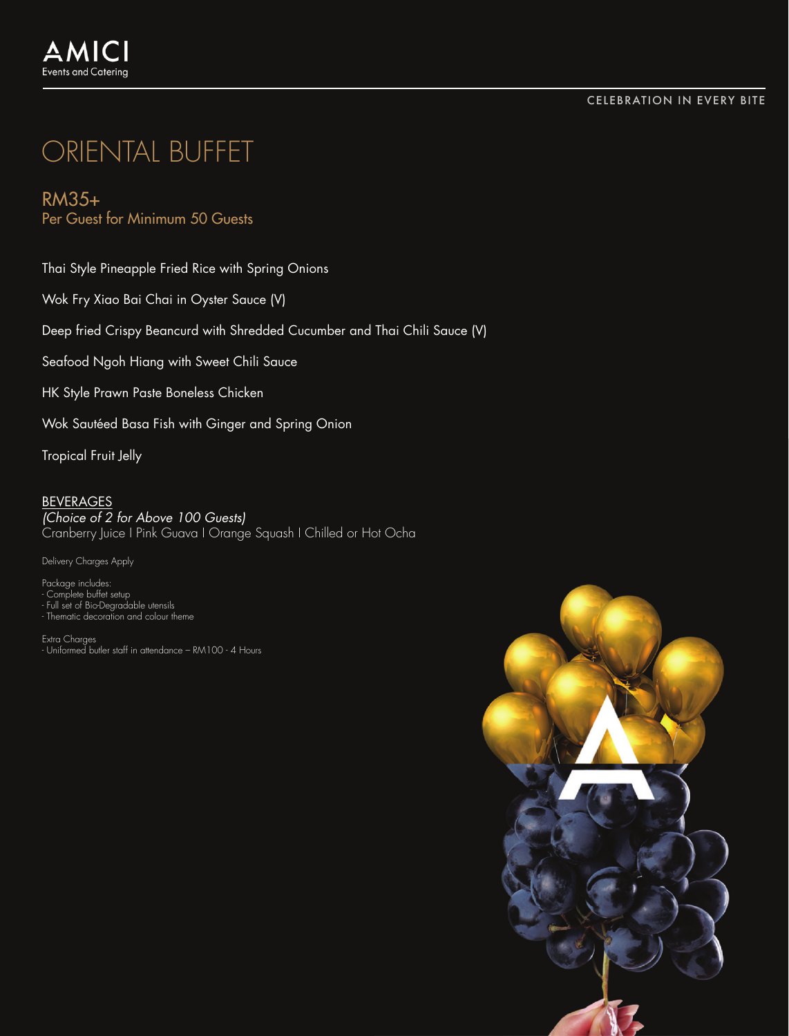AMICI
Events and Catering

CELEBRATION IN EVERY BITE

# ORIENTAL BUFFET

## RM35+
Per Guest for Minimum 50 Guests

Thai Style Pineapple Fried Rice with Spring Onions

Wok Fry Xiao Bai Chai in Oyster Sauce (V)

Deep fried Crispy Beancurd with Shredded Cucumber and Thai Chili Sauce (V)

Seafood Ngoh Hiang with Sweet Chili Sauce

HK Style Prawn Paste Boneless Chicken

Wok Sautéed Basa Fish with Ginger and Spring Onion

Tropical Fruit Jelly

BEVERAGES
*(Choice of 2 for Above 100 Guests)*
Cranberry Juice I Pink Guava I Orange Squash I Chilled or Hot Ocha

Delivery Charges Apply

Package includes:
- Complete buffet setup
- Full set of Bio-Degradable utensils
- Thematic decoration and colour theme

Extra Charges
- Uniformed butler staff in attendance – RM100 - 4 Hours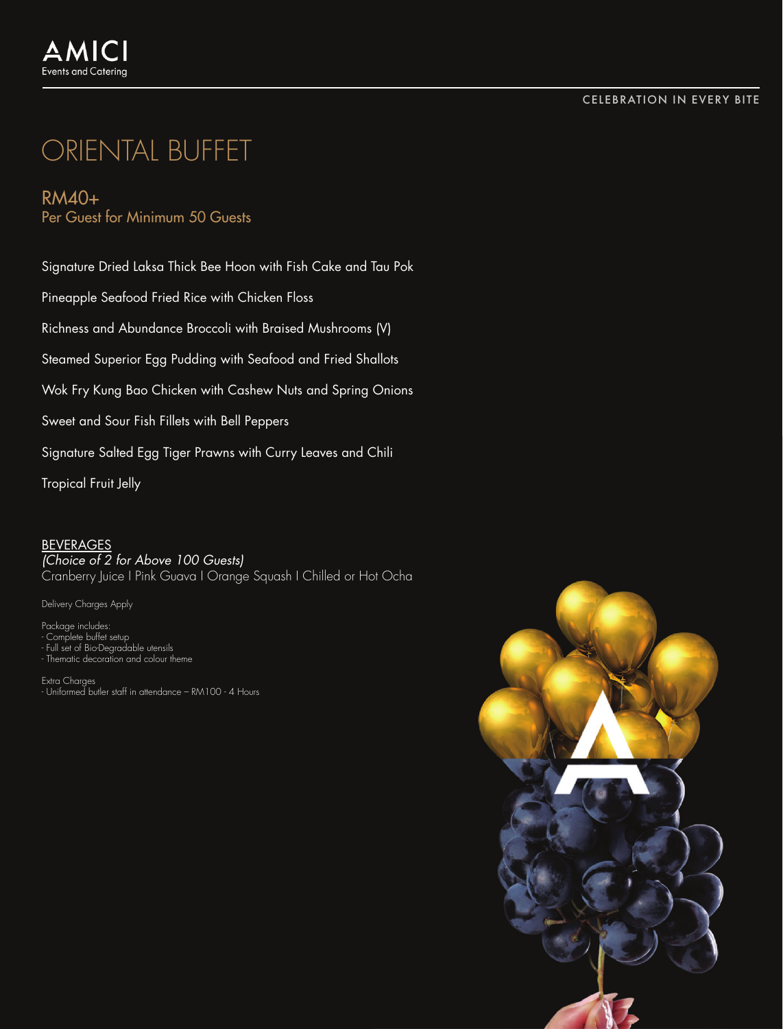AMICI
Events and Catering

CELEBRATION IN EVERY BITE

# ORIENTAL BUFFET

## RM40+
Per Guest for Minimum 50 Guests

Signature Dried Laksa Thick Bee Hoon with Fish Cake and Tau Pok

Pineapple Seafood Fried Rice with Chicken Floss

Richness and Abundance Broccoli with Braised Mushrooms (V)

Steamed Superior Egg Pudding with Seafood and Fried Shallots

Wok Fry Kung Bao Chicken with Cashew Nuts and Spring Onions

Sweet and Sour Fish Fillets with Bell Peppers

Signature Salted Egg Tiger Prawns with Curry Leaves and Chili

Tropical Fruit Jelly

BEVERAGES
*(Choice of 2 for Above 100 Guests)*
Cranberry Juice I Pink Guava I Orange Squash I Chilled or Hot Ocha

Delivery Charges Apply

Package includes:
- Complete buffet setup
- Full set of Bio-Degradable utensils
- Thematic decoration and colour theme

Extra Charges
- Uniformed butler staff in attendance – RM100 - 4 Hours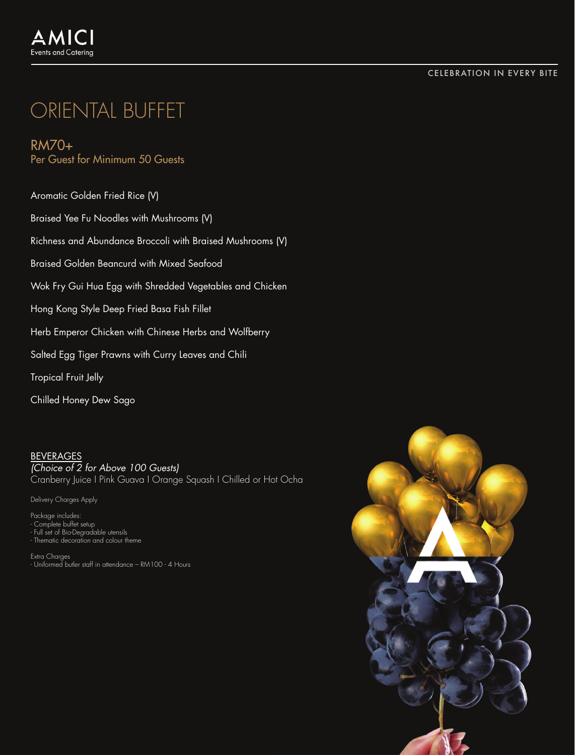AMICI
Events and Catering

CELEBRATION IN EVERY BITE

# ORIENTAL BUFFET

## RM70+
Per Guest for Minimum 50 Guests

Aromatic Golden Fried Rice (V)

Braised Yee Fu Noodles with Mushrooms (V)

Richness and Abundance Broccoli with Braised Mushrooms (V)

Braised Golden Beancurd with Mixed Seafood

Wok Fry Gui Hua Egg with Shredded Vegetables and Chicken

Hong Kong Style Deep Fried Basa Fish Fillet

Herb Emperor Chicken with Chinese Herbs and Wolfberry

Salted Egg Tiger Prawns with Curry Leaves and Chili

Tropical Fruit Jelly

Chilled Honey Dew Sago

BEVERAGES
*(Choice of 2 for Above 100 Guests)*
Cranberry Juice | Pink Guava | Orange Squash | Chilled or Hot Ocha

Delivery Charges Apply

Package includes:
- Complete buffet setup
- Full set of Bio-Degradable utensils
- Thematic decoration and colour theme

Extra Charges
- Uniformed butler staff in attendance – RM100 - 4 Hours